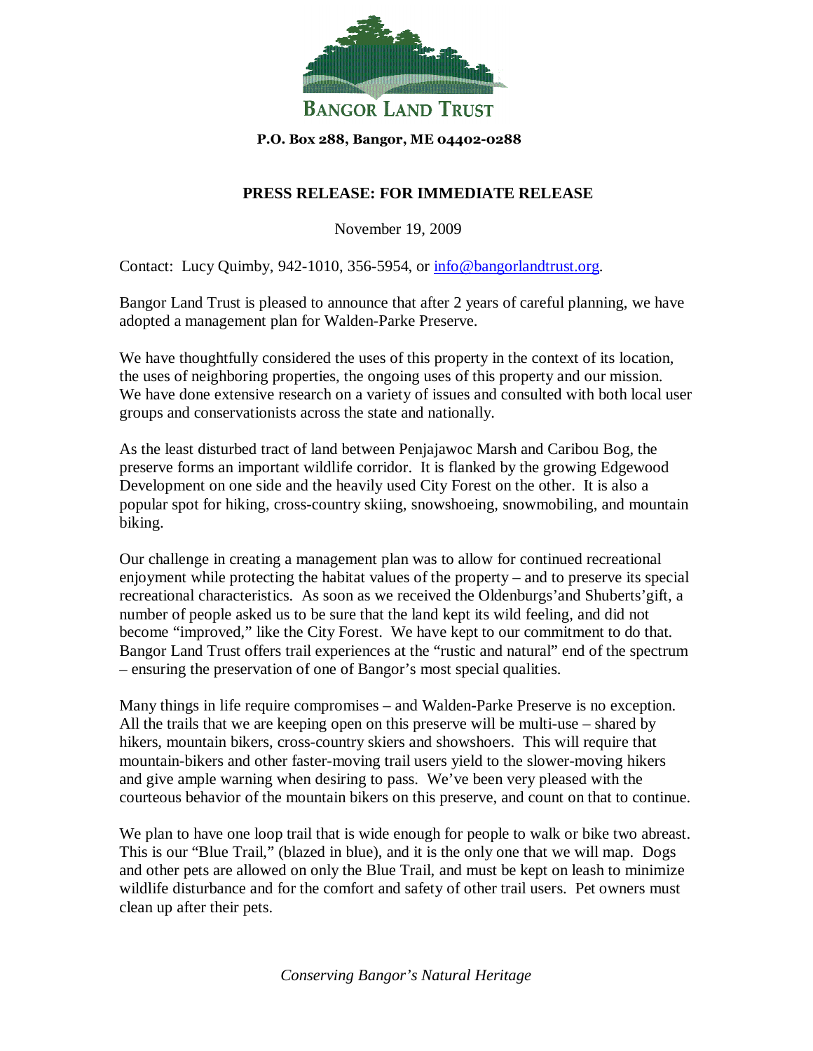**BANGOR LAND TRUST**

**P.O. Box 288, Bangor, ME 04402-0288**

## PRESS RELEASE: FOR IMMEDIATE RELEASE

November 19, 2009

Contact: Lucy Quimby, 942-1010, 356-5954, or info@bangorlandtrust.org.

Bangor Land Trust is pleased to announce that after 2 years of careful planning, we have adopted a management plan for Walden-Parke Preserve.

We have thoughtfully considered the uses of this property in the context of its location, the uses of neighboring properties, the ongoing uses of this property and our mission. We have done extensive research on a variety of issues and consulted with both local user groups and conservationists across the state and nationally.

As the least disturbed tract of land between Penjajawoc Marsh and Caribou Bog, the preserve forms an important wildlife corridor. It is flanked by the growing Edgewood Development on one side and the heavily used City Forest on the other. It is also a popular spot for hiking, cross-country skiing, snowshoeing, snowmobiling, and mountain biking.

Our challenge in creating a management plan was to allow for continued recreational enjoyment while protecting the habitat values of the property – and to preserve its special recreational characteristics. As soon as we received the Oldenburgs'and Shuberts'gift, a number of people asked us to be sure that the land kept its wild feeling, and did not become "improved," like the City Forest. We have kept to our commitment to do that. Bangor Land Trust offers trail experiences at the "rustic and natural" end of the spectrum – ensuring the preservation of one of Bangor's most special qualities.

Many things in life require compromises – and Walden-Parke Preserve is no exception. All the trails that we are keeping open on this preserve will be multi-use – shared by hikers, mountain bikers, cross-country skiers and showshoers. This will require that mountain-bikers and other faster-moving trail users yield to the slower-moving hikers and give ample warning when desiring to pass. We've been very pleased with the courteous behavior of the mountain bikers on this preserve, and count on that to continue.

We plan to have one loop trail that is wide enough for people to walk or bike two abreast. This is our "Blue Trail," (blazed in blue), and it is the only one that we will map. Dogs and other pets are allowed on only the Blue Trail, and must be kept on leash to minimize wildlife disturbance and for the comfort and safety of other trail users. Pet owners must clean up after their pets.

*Conserving Bangor's Natural Heritage*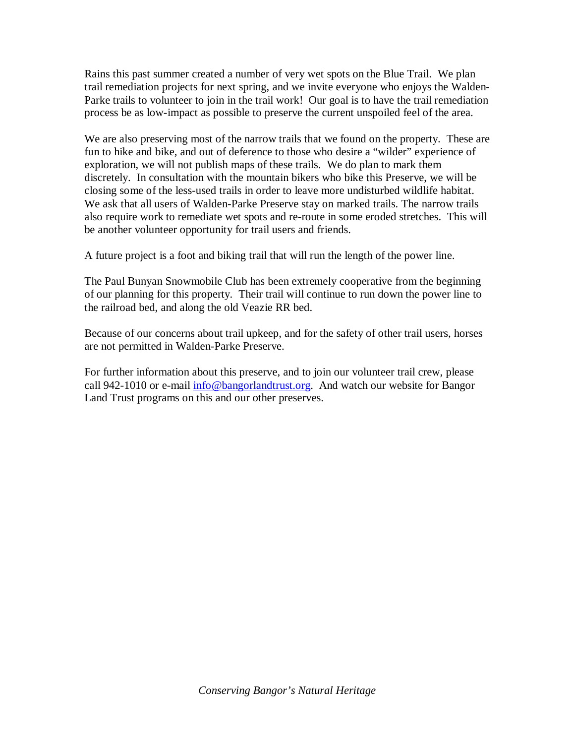Rains this past summer created a number of very wet spots on the Blue Trail. We plan trail remediation projects for next spring, and we invite everyone who enjoys the Walden-Parke trails to volunteer to join in the trail work! Our goal is to have the trail remediation process be as low-impact as possible to preserve the current unspoiled feel of the area.

We are also preserving most of the narrow trails that we found on the property. These are fun to hike and bike, and out of deference to those who desire a "wilder" experience of exploration, we will not publish maps of these trails. We do plan to mark them discretely. In consultation with the mountain bikers who bike this Preserve, we will be closing some of the less-used trails in order to leave more undisturbed wildlife habitat. We ask that all users of Walden-Parke Preserve stay on marked trails. The narrow trails also require work to remediate wet spots and re-route in some eroded stretches. This will be another volunteer opportunity for trail users and friends.

A future project is a foot and biking trail that will run the length of the power line.

The Paul Bunyan Snowmobile Club has been extremely cooperative from the beginning of our planning for this property. Their trail will continue to run down the power line to the railroad bed, and along the old Veazie RR bed.

Because of our concerns about trail upkeep, and for the safety of other trail users, horses are not permitted in Walden-Parke Preserve.

For further information about this preserve, and to join our volunteer trail crew, please call 942-1010 or e-mail [info@bangorlandtrust.org](mailto:info@bangorlandtrust.org). And watch our website for Bangor Land Trust programs on this and our other preserves.

*Conserving Bangor's Natural Heritage*